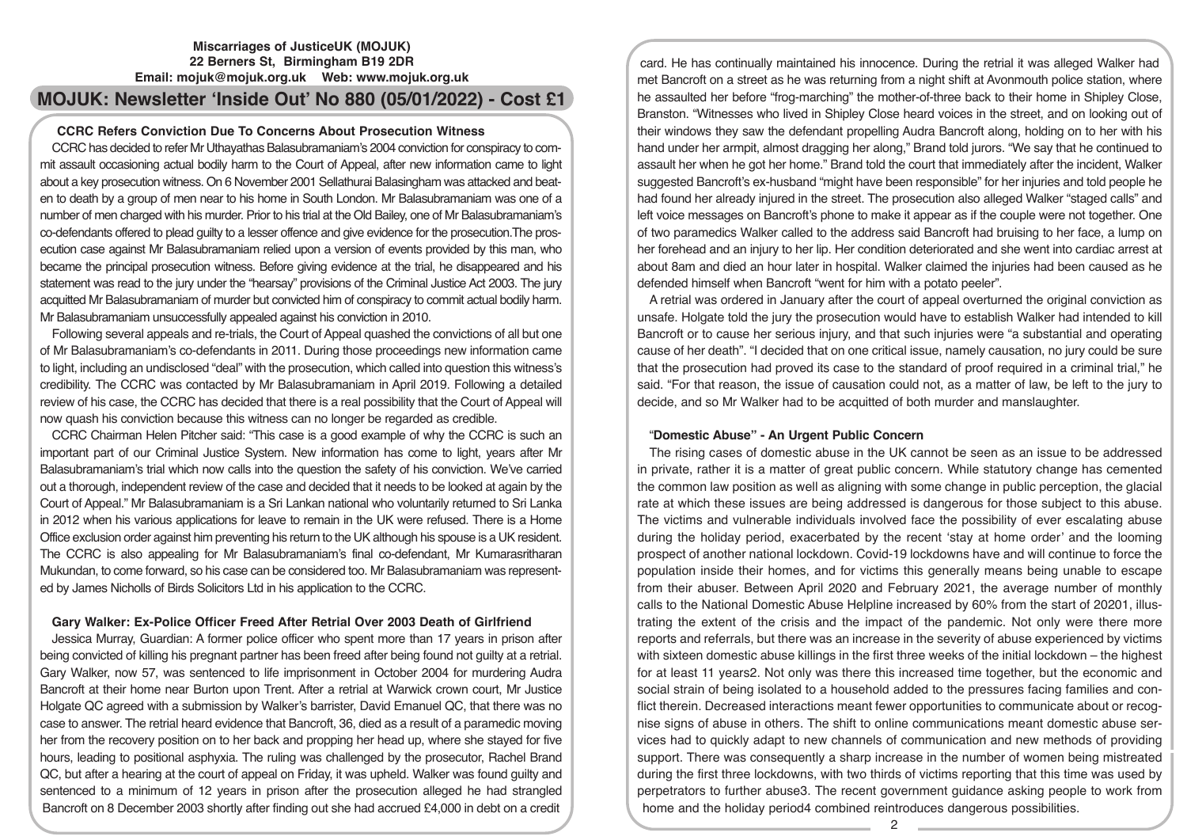**Miscarriages of JusticeUK (MOJUK)**
**22 Berners St, Birmingham B19 2DR**
**Email: mojuk@mojuk.org.uk Web: www.mojuk.org.uk**

# MOJUK: Newsletter 'Inside Out' No 880 (05/01/2022) - Cost £1

## CCRC Refers Conviction Due To Concerns About Prosecution Witness

CCRC has decided to refer Mr Uthayathas Balasubramaniam's 2004 conviction for conspiracy to commit assault occasioning actual bodily harm to the Court of Appeal, after new information came to light about a key prosecution witness. On 6 November 2001 Sellathurai Balasingham was attacked and beaten to death by a group of men near to his home in South London. Mr Balasubramaniam was one of a number of men charged with his murder. Prior to his trial at the Old Bailey, one of Mr Balasubramaniam's co-defendants offered to plead guilty to a lesser offence and give evidence for the prosecution.The prosecution case against Mr Balasubramaniam relied upon a version of events provided by this man, who became the principal prosecution witness. Before giving evidence at the trial, he disappeared and his statement was read to the jury under the "hearsay" provisions of the Criminal Justice Act 2003. The jury acquitted Mr Balasubramaniam of murder but convicted him of conspiracy to commit actual bodily harm. Mr Balasubramaniam unsuccessfully appealed against his conviction in 2010.

Following several appeals and re-trials, the Court of Appeal quashed the convictions of all but one of Mr Balasubramaniam's co-defendants in 2011. During those proceedings new information came to light, including an undisclosed "deal" with the prosecution, which called into question this witness's credibility. The CCRC was contacted by Mr Balasubramaniam in April 2019. Following a detailed review of his case, the CCRC has decided that there is a real possibility that the Court of Appeal will now quash his conviction because this witness can no longer be regarded as credible.

CCRC Chairman Helen Pitcher said: "This case is a good example of why the CCRC is such an important part of our Criminal Justice System. New information has come to light, years after Mr Balasubramaniam's trial which now calls into the question the safety of his conviction. We've carried out a thorough, independent review of the case and decided that it needs to be looked at again by the Court of Appeal." Mr Balasubramaniam is a Sri Lankan national who voluntarily returned to Sri Lanka in 2012 when his various applications for leave to remain in the UK were refused. There is a Home Office exclusion order against him preventing his return to the UK although his spouse is a UK resident. The CCRC is also appealing for Mr Balasubramaniam's final co-defendant, Mr Kumarasritharan Mukundan, to come forward, so his case can be considered too. Mr Balasubramaniam was represented by James Nicholls of Birds Solicitors Ltd in his application to the CCRC.

## Gary Walker: Ex-Police Officer Freed After Retrial Over 2003 Death of Girlfriend

Jessica Murray, Guardian: A former police officer who spent more than 17 years in prison after being convicted of killing his pregnant partner has been freed after being found not guilty at a retrial. Gary Walker, now 57, was sentenced to life imprisonment in October 2004 for murdering Audra Bancroft at their home near Burton upon Trent. After a retrial at Warwick crown court, Mr Justice Holgate QC agreed with a submission by Walker's barrister, David Emanuel QC, that there was no case to answer. The retrial heard evidence that Bancroft, 36, died as a result of a paramedic moving her from the recovery position on to her back and propping her head up, where she stayed for five hours, leading to positional asphyxia. The ruling was challenged by the prosecutor, Rachel Brand QC, but after a hearing at the court of appeal on Friday, it was upheld. Walker was found guilty and sentenced to a minimum of 12 years in prison after the prosecution alleged he had strangled Bancroft on 8 December 2003 shortly after finding out she had accrued £4,000 in debt on a credit card. He has continually maintained his innocence. During the retrial it was alleged Walker had met Bancroft on a street as he was returning from a night shift at Avonmouth police station, where he assaulted her before "frog-marching" the mother-of-three back to their home in Shipley Close, Branston. "Witnesses who lived in Shipley Close heard voices in the street, and on looking out of their windows they saw the defendant propelling Audra Bancroft along, holding on to her with his hand under her armpit, almost dragging her along," Brand told jurors. "We say that he continued to assault her when he got her home." Brand told the court that immediately after the incident, Walker suggested Bancroft's ex-husband "might have been responsible" for her injuries and told people he had found her already injured in the street. The prosecution also alleged Walker "staged calls" and left voice messages on Bancroft's phone to make it appear as if the couple were not together. One of two paramedics Walker called to the address said Bancroft had bruising to her face, a lump on her forehead and an injury to her lip. Her condition deteriorated and she went into cardiac arrest at about 8am and died an hour later in hospital. Walker claimed the injuries had been caused as he defended himself when Bancroft "went for him with a potato peeler".

A retrial was ordered in January after the court of appeal overturned the original conviction as unsafe. Holgate told the jury the prosecution would have to establish Walker had intended to kill Bancroft or to cause her serious injury, and that such injuries were "a substantial and operating cause of her death". "I decided that on one critical issue, namely causation, no jury could be sure that the prosecution had proved its case to the standard of proof required in a criminal trial," he said. "For that reason, the issue of causation could not, as a matter of law, be left to the jury to decide, and so Mr Walker had to be acquitted of both murder and manslaughter.

## "Domestic Abuse" - An Urgent Public Concern

The rising cases of domestic abuse in the UK cannot be seen as an issue to be addressed in private, rather it is a matter of great public concern. While statutory change has cemented the common law position as well as aligning with some change in public perception, the glacial rate at which these issues are being addressed is dangerous for those subject to this abuse. The victims and vulnerable individuals involved face the possibility of ever escalating abuse during the holiday period, exacerbated by the recent 'stay at home order' and the looming prospect of another national lockdown. Covid-19 lockdowns have and will continue to force the population inside their homes, and for victims this generally means being unable to escape from their abuser. Between April 2020 and February 2021, the average number of monthly calls to the National Domestic Abuse Helpline increased by 60% from the start of 20201, illustrating the extent of the crisis and the impact of the pandemic. Not only were there more reports and referrals, but there was an increase in the severity of abuse experienced by victims with sixteen domestic abuse killings in the first three weeks of the initial lockdown – the highest for at least 11 years2. Not only was there this increased time together, but the economic and social strain of being isolated to a household added to the pressures facing families and conflict therein. Decreased interactions meant fewer opportunities to communicate about or recognise signs of abuse in others. The shift to online communications meant domestic abuse services had to quickly adapt to new channels of communication and new methods of providing support. There was consequently a sharp increase in the number of women being mistreated during the first three lockdowns, with two thirds of victims reporting that this time was used by perpetrators to further abuse3. The recent government guidance asking people to work from home and the holiday period4 combined reintroduces dangerous possibilities.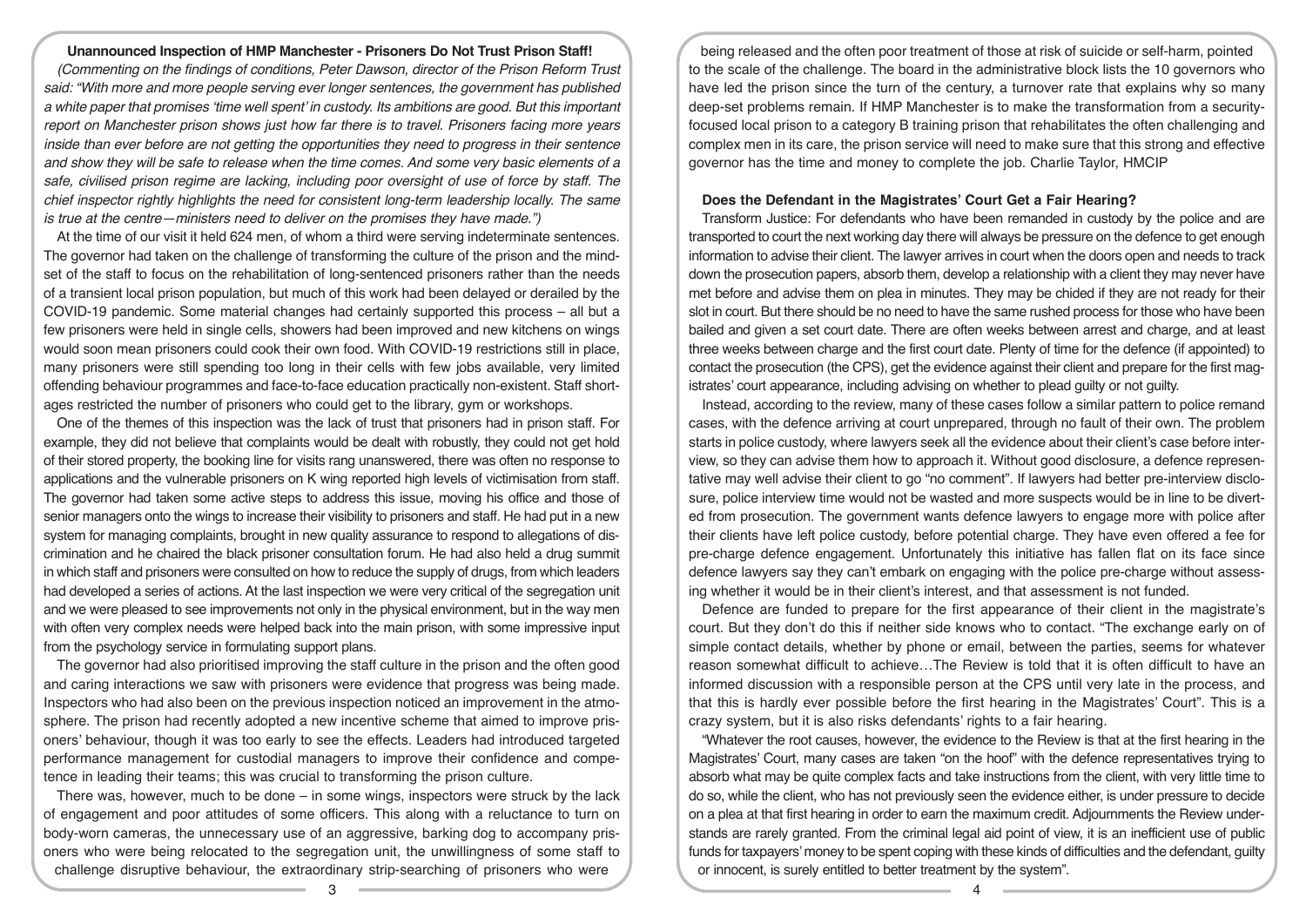### Unannounced Inspection of HMP Manchester - Prisoners Do Not Trust Prison Staff!

*(Commenting on the findings of conditions, Peter Dawson, director of the Prison Reform Trust said: "With more and more people serving ever longer sentences, the government has published a white paper that promises 'time well spent' in custody. Its ambitions are good. But this important report on Manchester prison shows just how far there is to travel. Prisoners facing more years inside than ever before are not getting the opportunities they need to progress in their sentence and show they will be safe to release when the time comes. And some very basic elements of a safe, civilised prison regime are lacking, including poor oversight of use of force by staff. The chief inspector rightly highlights the need for consistent long-term leadership locally. The same is true at the centre—ministers need to deliver on the promises they have made.")*

At the time of our visit it held 624 men, of whom a third were serving indeterminate sentences. The governor had taken on the challenge of transforming the culture of the prison and the mindset of the staff to focus on the rehabilitation of long-sentenced prisoners rather than the needs of a transient local prison population, but much of this work had been delayed or derailed by the COVID-19 pandemic. Some material changes had certainly supported this process – all but a few prisoners were held in single cells, showers had been improved and new kitchens on wings would soon mean prisoners could cook their own food. With COVID-19 restrictions still in place, many prisoners were still spending too long in their cells with few jobs available, very limited offending behaviour programmes and face-to-face education practically non-existent. Staff shortages restricted the number of prisoners who could get to the library, gym or workshops.

One of the themes of this inspection was the lack of trust that prisoners had in prison staff. For example, they did not believe that complaints would be dealt with robustly, they could not get hold of their stored property, the booking line for visits rang unanswered, there was often no response to applications and the vulnerable prisoners on K wing reported high levels of victimisation from staff. The governor had taken some active steps to address this issue, moving his office and those of senior managers onto the wings to increase their visibility to prisoners and staff. He had put in a new system for managing complaints, brought in new quality assurance to respond to allegations of discrimination and he chaired the black prisoner consultation forum. He had also held a drug summit in which staff and prisoners were consulted on how to reduce the supply of drugs, from which leaders had developed a series of actions. At the last inspection we were very critical of the segregation unit and we were pleased to see improvements not only in the physical environment, but in the way men with often very complex needs were helped back into the main prison, with some impressive input from the psychology service in formulating support plans.

The governor had also prioritised improving the staff culture in the prison and the often good and caring interactions we saw with prisoners were evidence that progress was being made. Inspectors who had also been on the previous inspection noticed an improvement in the atmosphere. The prison had recently adopted a new incentive scheme that aimed to improve prisoners' behaviour, though it was too early to see the effects. Leaders had introduced targeted performance management for custodial managers to improve their confidence and competence in leading their teams; this was crucial to transforming the prison culture.

There was, however, much to be done – in some wings, inspectors were struck by the lack of engagement and poor attitudes of some officers. This along with a reluctance to turn on body-worn cameras, the unnecessary use of an aggressive, barking dog to accompany prisoners who were being relocated to the segregation unit, the unwillingness of some staff to challenge disruptive behaviour, the extraordinary strip-searching of prisoners who were being released and the often poor treatment of those at risk of suicide or self-harm, pointed to the scale of the challenge. The board in the administrative block lists the 10 governors who have led the prison since the turn of the century, a turnover rate that explains why so many deep-set problems remain. If HMP Manchester is to make the transformation from a security-focused local prison to a category B training prison that rehabilitates the often challenging and complex men in its care, the prison service will need to make sure that this strong and effective governor has the time and money to complete the job. Charlie Taylor, HMCIP

### Does the Defendant in the Magistrates' Court Get a Fair Hearing?

Transform Justice: For defendants who have been remanded in custody by the police and are transported to court the next working day there will always be pressure on the defence to get enough information to advise their client. The lawyer arrives in court when the doors open and needs to track down the prosecution papers, absorb them, develop a relationship with a client they may never have met before and advise them on plea in minutes. They may be chided if they are not ready for their slot in court. But there should be no need to have the same rushed process for those who have been bailed and given a set court date. There are often weeks between arrest and charge, and at least three weeks between charge and the first court date. Plenty of time for the defence (if appointed) to contact the prosecution (the CPS), get the evidence against their client and prepare for the first magistrates' court appearance, including advising on whether to plead guilty or not guilty.

Instead, according to the review, many of these cases follow a similar pattern to police remand cases, with the defence arriving at court unprepared, through no fault of their own. The problem starts in police custody, where lawyers seek all the evidence about their client's case before interview, so they can advise them how to approach it. Without good disclosure, a defence representative may well advise their client to go "no comment". If lawyers had better pre-interview disclosure, police interview time would not be wasted and more suspects would be in line to be diverted from prosecution. The government wants defence lawyers to engage more with police after their clients have left police custody, before potential charge. They have even offered a fee for pre-charge defence engagement. Unfortunately this initiative has fallen flat on its face since defence lawyers say they can't embark on engaging with the police pre-charge without assessing whether it would be in their client's interest, and that assessment is not funded.

Defence are funded to prepare for the first appearance of their client in the magistrate's court. But they don't do this if neither side knows who to contact. "The exchange early on of simple contact details, whether by phone or email, between the parties, seems for whatever reason somewhat difficult to achieve…The Review is told that it is often difficult to have an informed discussion with a responsible person at the CPS until very late in the process, and that this is hardly ever possible before the first hearing in the Magistrates' Court". This is a crazy system, but it is also risks defendants' rights to a fair hearing.

"Whatever the root causes, however, the evidence to the Review is that at the first hearing in the Magistrates' Court, many cases are taken "on the hoof" with the defence representatives trying to absorb what may be quite complex facts and take instructions from the client, with very little time to do so, while the client, who has not previously seen the evidence either, is under pressure to decide on a plea at that first hearing in order to earn the maximum credit. Adjournments the Review understands are rarely granted. From the criminal legal aid point of view, it is an inefficient use of public funds for taxpayers' money to be spent coping with these kinds of difficulties and the defendant, guilty or innocent, is surely entitled to better treatment by the system".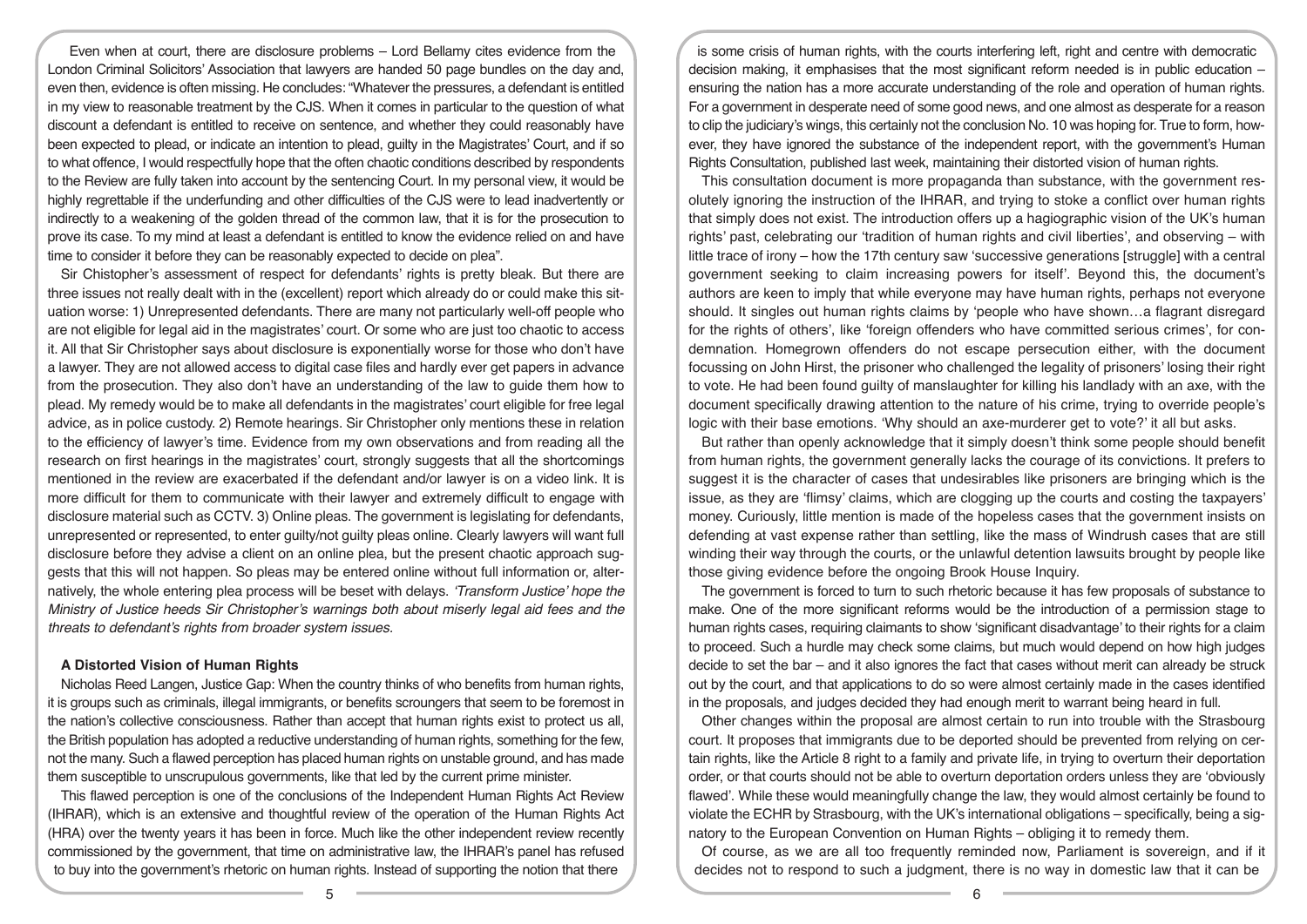Even when at court, there are disclosure problems – Lord Bellamy cites evidence from the London Criminal Solicitors' Association that lawyers are handed 50 page bundles on the day and, even then, evidence is often missing. He concludes: "Whatever the pressures, a defendant is entitled in my view to reasonable treatment by the CJS. When it comes in particular to the question of what discount a defendant is entitled to receive on sentence, and whether they could reasonably have been expected to plead, or indicate an intention to plead, guilty in the Magistrates' Court, and if so to what offence, I would respectfully hope that the often chaotic conditions described by respondents to the Review are fully taken into account by the sentencing Court. In my personal view, it would be highly regrettable if the underfunding and other difficulties of the CJS were to lead inadvertently or indirectly to a weakening of the golden thread of the common law, that it is for the prosecution to prove its case. To my mind at least a defendant is entitled to know the evidence relied on and have time to consider it before they can be reasonably expected to decide on plea".

Sir Chistopher's assessment of respect for defendants' rights is pretty bleak. But there are three issues not really dealt with in the (excellent) report which already do or could make this situation worse: 1) Unrepresented defendants. There are many not particularly well-off people who are not eligible for legal aid in the magistrates' court. Or some who are just too chaotic to access it. All that Sir Christopher says about disclosure is exponentially worse for those who don't have a lawyer. They are not allowed access to digital case files and hardly ever get papers in advance from the prosecution. They also don't have an understanding of the law to guide them how to plead. My remedy would be to make all defendants in the magistrates' court eligible for free legal advice, as in police custody. 2) Remote hearings. Sir Christopher only mentions these in relation to the efficiency of lawyer's time. Evidence from my own observations and from reading all the research on first hearings in the magistrates' court, strongly suggests that all the shortcomings mentioned in the review are exacerbated if the defendant and/or lawyer is on a video link. It is more difficult for them to communicate with their lawyer and extremely difficult to engage with disclosure material such as CCTV. 3) Online pleas. The government is legislating for defendants, unrepresented or represented, to enter guilty/not guilty pleas online. Clearly lawyers will want full disclosure before they advise a client on an online plea, but the present chaotic approach suggests that this will not happen. So pleas may be entered online without full information or, alternatively, the whole entering plea process will be beset with delays. *'Transform Justice' hope the Ministry of Justice heeds Sir Christopher's warnings both about miserly legal aid fees and the threats to defendant's rights from broader system issues.*

### A Distorted Vision of Human Rights

Nicholas Reed Langen, Justice Gap: When the country thinks of who benefits from human rights, it is groups such as criminals, illegal immigrants, or benefits scroungers that seem to be foremost in the nation's collective consciousness. Rather than accept that human rights exist to protect us all, the British population has adopted a reductive understanding of human rights, something for the few, not the many. Such a flawed perception has placed human rights on unstable ground, and has made them susceptible to unscrupulous governments, like that led by the current prime minister.

This flawed perception is one of the conclusions of the Independent Human Rights Act Review (IHRAR), which is an extensive and thoughtful review of the operation of the Human Rights Act (HRA) over the twenty years it has been in force. Much like the other independent review recently commissioned by the government, that time on administrative law, the IHRAR's panel has refused to buy into the government's rhetoric on human rights. Instead of supporting the notion that there is some crisis of human rights, with the courts interfering left, right and centre with democratic decision making, it emphasises that the most significant reform needed is in public education – ensuring the nation has a more accurate understanding of the role and operation of human rights. For a government in desperate need of some good news, and one almost as desperate for a reason to clip the judiciary's wings, this certainly not the conclusion No. 10 was hoping for. True to form, however, they have ignored the substance of the independent report, with the government's Human Rights Consultation, published last week, maintaining their distorted vision of human rights.

This consultation document is more propaganda than substance, with the government resolutely ignoring the instruction of the IHRAR, and trying to stoke a conflict over human rights that simply does not exist. The introduction offers up a hagiographic vision of the UK's human rights' past, celebrating our 'tradition of human rights and civil liberties', and observing – with little trace of irony – how the 17th century saw 'successive generations [struggle] with a central government seeking to claim increasing powers for itself'. Beyond this, the document's authors are keen to imply that while everyone may have human rights, perhaps not everyone should. It singles out human rights claims by 'people who have shown…a flagrant disregard for the rights of others', like 'foreign offenders who have committed serious crimes', for condemnation. Homegrown offenders do not escape persecution either, with the document focussing on John Hirst, the prisoner who challenged the legality of prisoners' losing their right to vote. He had been found guilty of manslaughter for killing his landlady with an axe, with the document specifically drawing attention to the nature of his crime, trying to override people's logic with their base emotions. 'Why should an axe-murderer get to vote?' it all but asks.

But rather than openly acknowledge that it simply doesn't think some people should benefit from human rights, the government generally lacks the courage of its convictions. It prefers to suggest it is the character of cases that undesirables like prisoners are bringing which is the issue, as they are 'flimsy' claims, which are clogging up the courts and costing the taxpayers' money. Curiously, little mention is made of the hopeless cases that the government insists on defending at vast expense rather than settling, like the mass of Windrush cases that are still winding their way through the courts, or the unlawful detention lawsuits brought by people like those giving evidence before the ongoing Brook House Inquiry.

The government is forced to turn to such rhetoric because it has few proposals of substance to make. One of the more significant reforms would be the introduction of a permission stage to human rights cases, requiring claimants to show 'significant disadvantage' to their rights for a claim to proceed. Such a hurdle may check some claims, but much would depend on how high judges decide to set the bar – and it also ignores the fact that cases without merit can already be struck out by the court, and that applications to do so were almost certainly made in the cases identified in the proposals, and judges decided they had enough merit to warrant being heard in full.

Other changes within the proposal are almost certain to run into trouble with the Strasbourg court. It proposes that immigrants due to be deported should be prevented from relying on certain rights, like the Article 8 right to a family and private life, in trying to overturn their deportation order, or that courts should not be able to overturn deportation orders unless they are 'obviously flawed'. While these would meaningfully change the law, they would almost certainly be found to violate the ECHR by Strasbourg, with the UK's international obligations – specifically, being a signatory to the European Convention on Human Rights – obliging it to remedy them.

Of course, as we are all too frequently reminded now, Parliament is sovereign, and if it decides not to respond to such a judgment, there is no way in domestic law that it can be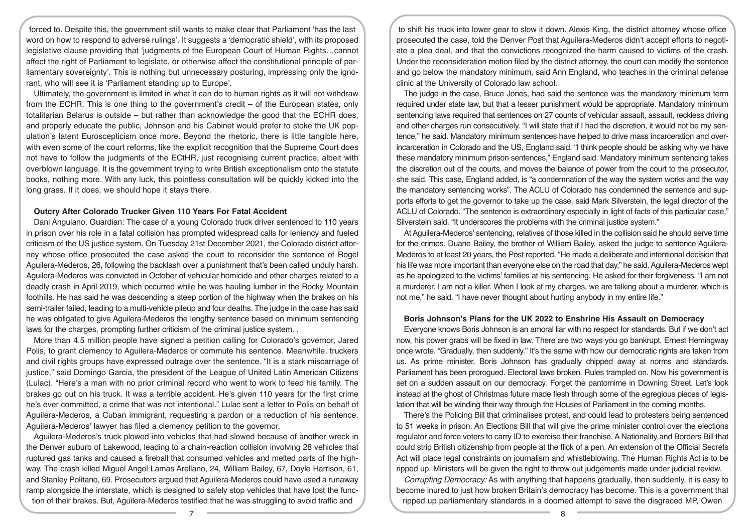forced to. Despite this, the government still wants to make clear that Parliament 'has the last word on how to respond to adverse rulings'. It suggests a 'democratic shield', with its proposed legislative clause providing that 'judgments of the European Court of Human Rights…cannot affect the right of Parliament to legislate, or otherwise affect the constitutional principle of parliamentary sovereignty'. This is nothing but unnecessary posturing, impressing only the ignorant, who will see it is 'Parliament standing up to Europe'.

Ultimately, the government is limited in what it can do to human rights as it will not withdraw from the ECHR. This is one thing to the government's credit – of the European states, only totalitarian Belarus is outside – but rather than acknowledge the good that the ECHR does, and properly educate the public, Johnson and his Cabinet would prefer to stoke the UK population's latent Euroscepticism once more. Beyond the rhetoric, there is little tangible here, with even some of the court reforms, like the explicit recognition that the Supreme Court does not have to follow the judgments of the ECtHR, just recognising current practice, albeit with overblown language. It is the government trying to write British exceptionalism onto the statute books, nothing more. With any luck, this pointless consultation will be quickly kicked into the long grass. If it does, we should hope it stays there.

### Outcry After Colorado Trucker Given 110 Years For Fatal Accident

Dani Anguiano, Guardian: The case of a young Colorado truck driver sentenced to 110 years in prison over his role in a fatal collision has prompted widespread calls for leniency and fueled criticism of the US justice system. On Tuesday 21st December 2021, the Colorado district attorney whose office prosecuted the case asked the court to reconsider the sentence of Rogel Aguilera-Mederos, 26, following the backlash over a punishment that's been called unduly harsh. Aguilera-Mederos was convicted in October of vehicular homicide and other charges related to a deadly crash in April 2019, which occurred while he was hauling lumber in the Rocky Mountain foothills. He has said he was descending a steep portion of the highway when the brakes on his semi-trailer failed, leading to a multi-vehicle pileup and four deaths. The judge in the case has said he was obligated to give Aguilera-Mederos the lengthy sentence based on minimum sentencing laws for the charges, prompting further criticism of the criminal justice system. .

More than 4.5 million people have signed a petition calling for Colorado's governor, Jared Polis, to grant clemency to Aguilera-Mederos or commute his sentence. Meanwhile, truckers and civil rights groups have expressed outrage over the sentence. "It is a stark miscarriage of justice," said Domingo Garcia, the president of the League of United Latin American Citizens (Lulac). "Here's a man with no prior criminal record who went to work to feed his family. The brakes go out on his truck. It was a terrible accident. He's given 110 years for the first crime he's ever committed, a crime that was not intentional." Lulac sent a letter to Polis on behalf of Aguilera-Mederos, a Cuban immigrant, requesting a pardon or a reduction of his sentence. Aguilera-Mederos' lawyer has filed a clemency petition to the governor.

Aguilera-Mederos's truck plowed into vehicles that had slowed because of another wreck in the Denver suburb of Lakewood, leading to a chain-reaction collision involving 28 vehicles that ruptured gas tanks and caused a fireball that consumed vehicles and melted parts of the highway. The crash killed Miguel Angel Lamas Arellano, 24, William Bailey, 67, Doyle Harrison, 61, and Stanley Politano, 69. Prosecutors argued that Aguilera-Mederos could have used a runaway ramp alongside the interstate, which is designed to safely stop vehicles that have lost the function of their brakes. But, Aguilera-Mederos testified that he was struggling to avoid traffic and to shift his truck into lower gear to slow it down. Alexis King, the district attorney whose office prosecuted the case, told the Denver Post that Aguilera-Mederos didn't accept efforts to negotiate a plea deal, and that the convictions recognized the harm caused to victims of the crash. Under the reconsideration motion filed by the district attorney, the court can modify the sentence and go below the mandatory minimum, said Ann England, who teaches in the criminal defense clinic at the University of Colorado law school.

The judge in the case, Bruce Jones, had said the sentence was the mandatory minimum term required under state law, but that a lesser punishment would be appropriate. Mandatory minimum sentencing laws required that sentences on 27 counts of vehicular assault, assault, reckless driving and other charges run consecutively. "I will state that if I had the discretion, it would not be my sentence," he said. Mandatory minimum sentences have helped to drive mass incarceration and over-incarceration in Colorado and the US, England said. "I think people should be asking why we have these mandatory minimum prison sentences," England said. Mandatory minimum sentencing takes the discretion out of the courts, and moves the balance of power from the court to the prosecutor, she said. This case, England added, is "a condemnation of the way the system works and the way the mandatory sentencing works". The ACLU of Colorado has condemned the sentence and supports efforts to get the governor to take up the case, said Mark Silverstein, the legal director of the ACLU of Colorado. "The sentence is extraordinary especially in light of facts of this particular case," Silverstein said. "It underscores the problems with the criminal justice system."

At Aguilera-Mederos' sentencing, relatives of those killed in the collision said he should serve time for the crimes. Duane Bailey, the brother of William Bailey, asked the judge to sentence Aguilera-Mederos to at least 20 years, the Post reported. "He made a deliberate and intentional decision that his life was more important than everyone else on the road that day," he said. Aguilera-Mederos wept as he apologized to the victims' families at his sentencing. He asked for their forgiveness. "I am not a murderer. I am not a killer. When I look at my charges, we are talking about a murderer, which is not me," he said. "I have never thought about hurting anybody in my entire life."

### Boris Johnson's Plans for the UK 2022 to Enshrine His Assault on Democracy

Everyone knows Boris Johnson is an amoral liar with no respect for standards. But if we don't act now, his power grabs will be fixed in law. There are two ways you go bankrupt, Ernest Hemingway once wrote. "Gradually, then suddenly." It's the same with how our democratic rights are taken from us. As prime minister, Boris Johnson has gradually chipped away at norms and standards. Parliament has been prorogued. Electoral laws broken. Rules trampled on. Now his government is set on a sudden assault on our democracy. Forget the pantomime in Downing Street. Let's look instead at the ghost of Christmas future made flesh through some of the egregious pieces of legislation that will be winding their way through the Houses of Parliament in the coming months.

There's the Policing Bill that criminalises protest, and could lead to protesters being sentenced to 51 weeks in prison. An Elections Bill that will give the prime minister control over the elections regulator and force voters to carry ID to exercise their franchise. A Nationality and Borders Bill that could strip British citizenship from people at the flick of a pen. An extension of the Official Secrets Act will place legal constraints on journalism and whistleblowing. The Human Rights Act is to be ripped up. Ministers will be given the right to throw out judgements made under judicial review.

*Corrupting Democracy:* As with anything that happens gradually, then suddenly, it is easy to become inured to just how broken Britain's democracy has become. This is a government that ripped up parliamentary standards in a doomed attempt to save the disgraced MP, Owen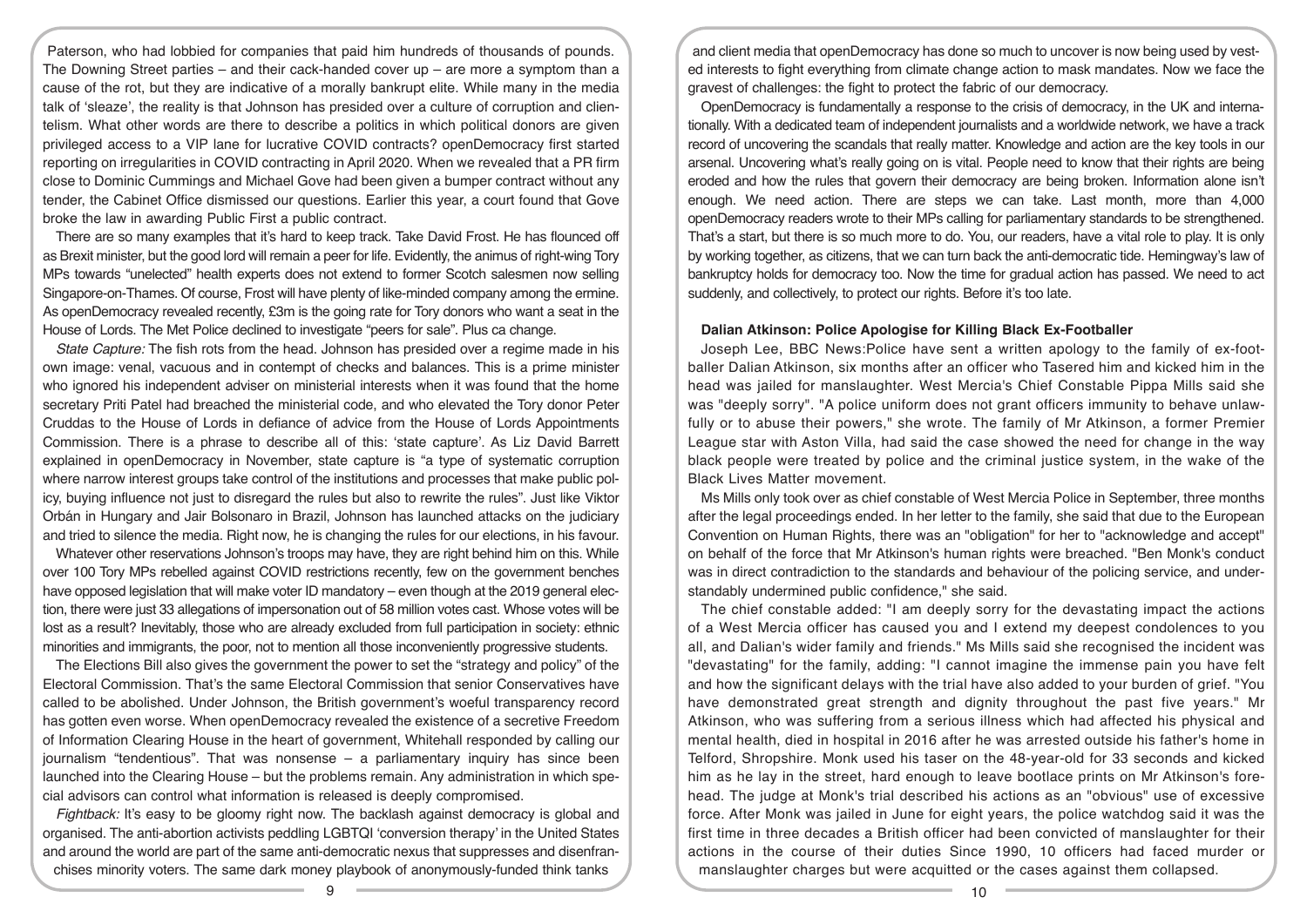Paterson, who had lobbied for companies that paid him hundreds of thousands of pounds. The Downing Street parties – and their cack-handed cover up – are more a symptom than a cause of the rot, but they are indicative of a morally bankrupt elite. While many in the media talk of 'sleaze', the reality is that Johnson has presided over a culture of corruption and clientelism. What other words are there to describe a politics in which political donors are given privileged access to a VIP lane for lucrative COVID contracts? openDemocracy first started reporting on irregularities in COVID contracting in April 2020. When we revealed that a PR firm close to Dominic Cummings and Michael Gove had been given a bumper contract without any tender, the Cabinet Office dismissed our questions. Earlier this year, a court found that Gove broke the law in awarding Public First a public contract.

There are so many examples that it's hard to keep track. Take David Frost. He has flounced off as Brexit minister, but the good lord will remain a peer for life. Evidently, the animus of right-wing Tory MPs towards "unelected" health experts does not extend to former Scotch salesmen now selling Singapore-on-Thames. Of course, Frost will have plenty of like-minded company among the ermine. As openDemocracy revealed recently, £3m is the going rate for Tory donors who want a seat in the House of Lords. The Met Police declined to investigate "peers for sale". Plus ca change.

*State Capture:* The fish rots from the head. Johnson has presided over a regime made in his own image: venal, vacuous and in contempt of checks and balances. This is a prime minister who ignored his independent adviser on ministerial interests when it was found that the home secretary Priti Patel had breached the ministerial code, and who elevated the Tory donor Peter Cruddas to the House of Lords in defiance of advice from the House of Lords Appointments Commission. There is a phrase to describe all of this: 'state capture'. As Liz David Barrett explained in openDemocracy in November, state capture is "a type of systematic corruption where narrow interest groups take control of the institutions and processes that make public policy, buying influence not just to disregard the rules but also to rewrite the rules". Just like Viktor Orbán in Hungary and Jair Bolsonaro in Brazil, Johnson has launched attacks on the judiciary and tried to silence the media. Right now, he is changing the rules for our elections, in his favour.

Whatever other reservations Johnson's troops may have, they are right behind him on this. While over 100 Tory MPs rebelled against COVID restrictions recently, few on the government benches have opposed legislation that will make voter ID mandatory – even though at the 2019 general election, there were just 33 allegations of impersonation out of 58 million votes cast. Whose votes will be lost as a result? Inevitably, those who are already excluded from full participation in society: ethnic minorities and immigrants, the poor, not to mention all those inconveniently progressive students.

The Elections Bill also gives the government the power to set the "strategy and policy" of the Electoral Commission. That's the same Electoral Commission that senior Conservatives have called to be abolished. Under Johnson, the British government's woeful transparency record has gotten even worse. When openDemocracy revealed the existence of a secretive Freedom of Information Clearing House in the heart of government, Whitehall responded by calling our journalism "tendentious". That was nonsense – a parliamentary inquiry has since been launched into the Clearing House – but the problems remain. Any administration in which special advisors can control what information is released is deeply compromised.

*Fightback:* It's easy to be gloomy right now. The backlash against democracy is global and organised. The anti-abortion activists peddling LGBTQI 'conversion therapy' in the United States and around the world are part of the same anti-democratic nexus that suppresses and disenfranchises minority voters. The same dark money playbook of anonymously-funded think tanks and client media that openDemocracy has done so much to uncover is now being used by vested interests to fight everything from climate change action to mask mandates. Now we face the gravest of challenges: the fight to protect the fabric of our democracy.

OpenDemocracy is fundamentally a response to the crisis of democracy, in the UK and internationally. With a dedicated team of independent journalists and a worldwide network, we have a track record of uncovering the scandals that really matter. Knowledge and action are the key tools in our arsenal. Uncovering what's really going on is vital. People need to know that their rights are being eroded and how the rules that govern their democracy are being broken. Information alone isn't enough. We need action. There are steps we can take. Last month, more than 4,000 openDemocracy readers wrote to their MPs calling for parliamentary standards to be strengthened. That's a start, but there is so much more to do. You, our readers, have a vital role to play. It is only by working together, as citizens, that we can turn back the anti-democratic tide. Hemingway's law of bankruptcy holds for democracy too. Now the time for gradual action has passed. We need to act suddenly, and collectively, to protect our rights. Before it's too late.

### Dalian Atkinson: Police Apologise for Killing Black Ex-Footballer

Joseph Lee, BBC News:Police have sent a written apology to the family of ex-footballer Dalian Atkinson, six months after an officer who Tasered him and kicked him in the head was jailed for manslaughter. West Mercia's Chief Constable Pippa Mills said she was "deeply sorry". "A police uniform does not grant officers immunity to behave unlawfully or to abuse their powers," she wrote. The family of Mr Atkinson, a former Premier League star with Aston Villa, had said the case showed the need for change in the way black people were treated by police and the criminal justice system, in the wake of the Black Lives Matter movement.

Ms Mills only took over as chief constable of West Mercia Police in September, three months after the legal proceedings ended. In her letter to the family, she said that due to the European Convention on Human Rights, there was an "obligation" for her to "acknowledge and accept" on behalf of the force that Mr Atkinson's human rights were breached. "Ben Monk's conduct was in direct contradiction to the standards and behaviour of the policing service, and understandably undermined public confidence," she said.

The chief constable added: "I am deeply sorry for the devastating impact the actions of a West Mercia officer has caused you and I extend my deepest condolences to you all, and Dalian's wider family and friends." Ms Mills said she recognised the incident was "devastating" for the family, adding: "I cannot imagine the immense pain you have felt and how the significant delays with the trial have also added to your burden of grief. "You have demonstrated great strength and dignity throughout the past five years." Mr Atkinson, who was suffering from a serious illness which had affected his physical and mental health, died in hospital in 2016 after he was arrested outside his father's home in Telford, Shropshire. Monk used his taser on the 48-year-old for 33 seconds and kicked him as he lay in the street, hard enough to leave bootlace prints on Mr Atkinson's forehead. The judge at Monk's trial described his actions as an "obvious" use of excessive force. After Monk was jailed in June for eight years, the police watchdog said it was the first time in three decades a British officer had been convicted of manslaughter for their actions in the course of their duties Since 1990, 10 officers had faced murder or manslaughter charges but were acquitted or the cases against them collapsed.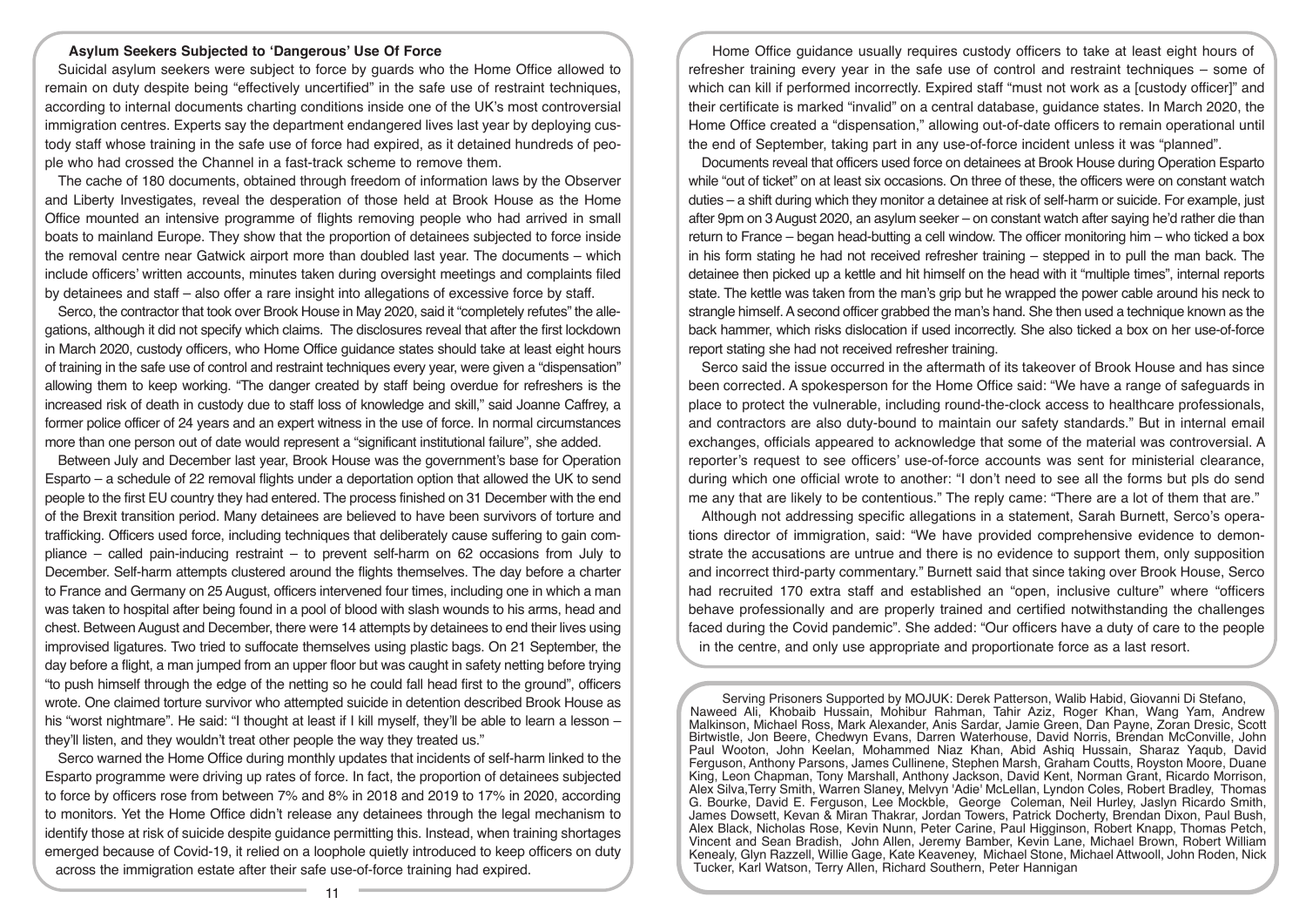## Asylum Seekers Subjected to 'Dangerous' Use Of Force

Suicidal asylum seekers were subject to force by guards who the Home Office allowed to remain on duty despite being "effectively uncertified" in the safe use of restraint techniques, according to internal documents charting conditions inside one of the UK's most controversial immigration centres. Experts say the department endangered lives last year by deploying custody staff whose training in the safe use of force had expired, as it detained hundreds of people who had crossed the Channel in a fast-track scheme to remove them.

The cache of 180 documents, obtained through freedom of information laws by the Observer and Liberty Investigates, reveal the desperation of those held at Brook House as the Home Office mounted an intensive programme of flights removing people who had arrived in small boats to mainland Europe. They show that the proportion of detainees subjected to force inside the removal centre near Gatwick airport more than doubled last year. The documents – which include officers' written accounts, minutes taken during oversight meetings and complaints filed by detainees and staff – also offer a rare insight into allegations of excessive force by staff.

Serco, the contractor that took over Brook House in May 2020, said it "completely refutes" the allegations, although it did not specify which claims. The disclosures reveal that after the first lockdown in March 2020, custody officers, who Home Office guidance states should take at least eight hours of training in the safe use of control and restraint techniques every year, were given a "dispensation" allowing them to keep working. "The danger created by staff being overdue for refreshers is the increased risk of death in custody due to staff loss of knowledge and skill," said Joanne Caffrey, a former police officer of 24 years and an expert witness in the use of force. In normal circumstances more than one person out of date would represent a "significant institutional failure", she added.

Between July and December last year, Brook House was the government's base for Operation Esparto – a schedule of 22 removal flights under a deportation option that allowed the UK to send people to the first EU country they had entered. The process finished on 31 December with the end of the Brexit transition period. Many detainees are believed to have been survivors of torture and trafficking. Officers used force, including techniques that deliberately cause suffering to gain compliance – called pain-inducing restraint – to prevent self-harm on 62 occasions from July to December. Self-harm attempts clustered around the flights themselves. The day before a charter to France and Germany on 25 August, officers intervened four times, including one in which a man was taken to hospital after being found in a pool of blood with slash wounds to his arms, head and chest. Between August and December, there were 14 attempts by detainees to end their lives using improvised ligatures. Two tried to suffocate themselves using plastic bags. On 21 September, the day before a flight, a man jumped from an upper floor but was caught in safety netting before trying "to push himself through the edge of the netting so he could fall head first to the ground", officers wrote. One claimed torture survivor who attempted suicide in detention described Brook House as his "worst nightmare". He said: "I thought at least if I kill myself, they'll be able to learn a lesson – they'll listen, and they wouldn't treat other people the way they treated us."

Serco warned the Home Office during monthly updates that incidents of self-harm linked to the Esparto programme were driving up rates of force. In fact, the proportion of detainees subjected to force by officers rose from between 7% and 8% in 2018 and 2019 to 17% in 2020, according to monitors. Yet the Home Office didn't release any detainees through the legal mechanism to identify those at risk of suicide despite guidance permitting this. Instead, when training shortages emerged because of Covid-19, it relied on a loophole quietly introduced to keep officers on duty across the immigration estate after their safe use-of-force training had expired.

Home Office guidance usually requires custody officers to take at least eight hours of refresher training every year in the safe use of control and restraint techniques – some of which can kill if performed incorrectly. Expired staff "must not work as a [custody officer]" and their certificate is marked "invalid" on a central database, guidance states. In March 2020, the Home Office created a "dispensation," allowing out-of-date officers to remain operational until the end of September, taking part in any use-of-force incident unless it was "planned".

Documents reveal that officers used force on detainees at Brook House during Operation Esparto while "out of ticket" on at least six occasions. On three of these, the officers were on constant watch duties – a shift during which they monitor a detainee at risk of self-harm or suicide. For example, just after 9pm on 3 August 2020, an asylum seeker – on constant watch after saying he'd rather die than return to France – began head-butting a cell window. The officer monitoring him – who ticked a box in his form stating he had not received refresher training – stepped in to pull the man back. The detainee then picked up a kettle and hit himself on the head with it "multiple times", internal reports state. The kettle was taken from the man's grip but he wrapped the power cable around his neck to strangle himself. A second officer grabbed the man's hand. She then used a technique known as the back hammer, which risks dislocation if used incorrectly. She also ticked a box on her use-of-force report stating she had not received refresher training.

Serco said the issue occurred in the aftermath of its takeover of Brook House and has since been corrected. A spokesperson for the Home Office said: "We have a range of safeguards in place to protect the vulnerable, including round-the-clock access to healthcare professionals, and contractors are also duty-bound to maintain our safety standards." But in internal email exchanges, officials appeared to acknowledge that some of the material was controversial. A reporter's request to see officers' use-of-force accounts was sent for ministerial clearance, during which one official wrote to another: "I don't need to see all the forms but pls do send me any that are likely to be contentious." The reply came: "There are a lot of them that are."

Although not addressing specific allegations in a statement, Sarah Burnett, Serco's operations director of immigration, said: "We have provided comprehensive evidence to demonstrate the accusations are untrue and there is no evidence to support them, only supposition and incorrect third-party commentary." Burnett said that since taking over Brook House, Serco had recruited 170 extra staff and established an "open, inclusive culture" where "officers behave professionally and are properly trained and certified notwithstanding the challenges faced during the Covid pandemic". She added: "Our officers have a duty of care to the people in the centre, and only use appropriate and proportionate force as a last resort.

Serving Prisoners Supported by MOJUK: Derek Patterson, Walib Habid, Giovanni Di Stefano, Naweed Ali, Khobaib Hussain, Mohibur Rahman, Tahir Aziz, Roger Khan, Wang Yam, Andrew Malkinson, Michael Ross, Mark Alexander, Anis Sardar, Jamie Green, Dan Payne, Zoran Dresic, Scott Birtwistle, Jon Beere, Chedwyn Evans, Darren Waterhouse, David Norris, Brendan McConville, John Paul Wooton, John Keelan, Mohammed Niaz Khan, Abid Ashiq Hussain, Sharaz Yaqub, David Ferguson, Anthony Parsons, James Cullinene, Stephen Marsh, Graham Coutts, Royston Moore, Duane King, Leon Chapman, Tony Marshall, Anthony Jackson, David Kent, Norman Grant, Ricardo Morrison, Alex Silva,Terry Smith, Warren Slaney, Melvyn 'Adie' McLellan, Lyndon Coles, Robert Bradley, Thomas G. Bourke, David E. Ferguson, Lee Mockble, George Coleman, Neil Hurley, Jaslyn Ricardo Smith, James Dowsett, Kevan & Miran Thakrar, Jordan Towers, Patrick Docherty, Brendan Dixon, Paul Bush, Alex Black, Nicholas Rose, Kevin Nunn, Peter Carine, Paul Higginson, Robert Knapp, Thomas Petch, Vincent and Sean Bradish, John Allen, Jeremy Bamber, Kevin Lane, Michael Brown, Robert William Kenealy, Glyn Razzell, Willie Gage, Kate Keaveney, Michael Stone, Michael Attwooll, John Roden, Nick Tucker, Karl Watson, Terry Allen, Richard Southern, Peter Hannigan